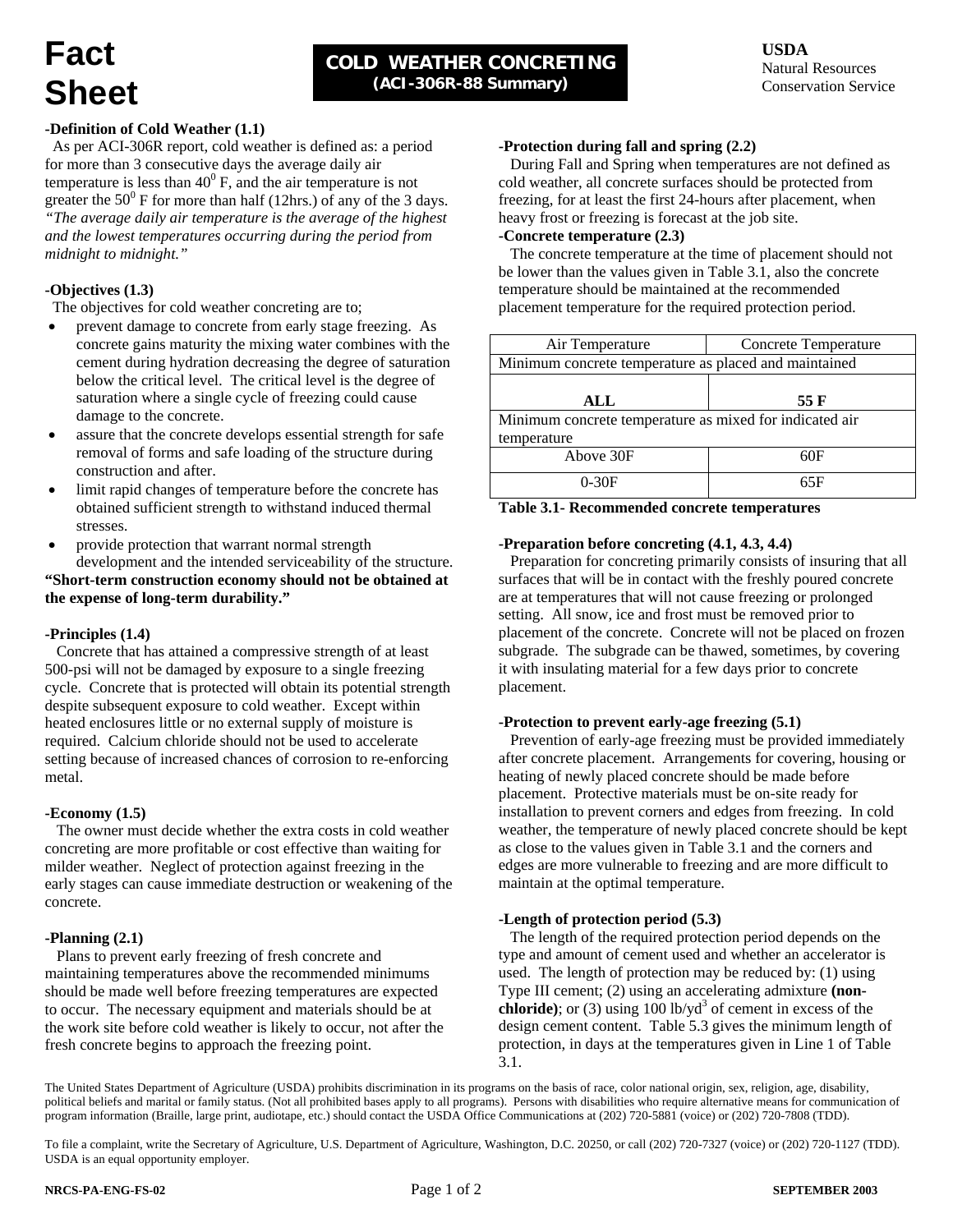# Fact Sheet

## COLD WEATHER CONCRETING
### (ACI-306R-88 Summary)

**USDA**
Natural Resources
Conservation Service

**-Definition of Cold Weather (1.1)**

As per ACI-306R report, cold weather is defined as: a period for more than 3 consecutive days the average daily air temperature is less than $40^0$ F, and the air temperature is not greater the $50^0$ F for more than half (12hrs.) of any of the 3 days. *"The average daily air temperature is the average of the highest and the lowest temperatures occurring during the period from midnight to midnight."*

**-Objectives (1.3)**

The objectives for cold weather concreting are to;

- prevent damage to concrete from early stage freezing. As concrete gains maturity the mixing water combines with the cement during hydration decreasing the degree of saturation below the critical level. The critical level is the degree of saturation where a single cycle of freezing could cause damage to the concrete.
- assure that the concrete develops essential strength for safe removal of forms and safe loading of the structure during construction and after.
- limit rapid changes of temperature before the concrete has obtained sufficient strength to withstand induced thermal stresses.
- provide protection that warrant normal strength development and the intended serviceability of the structure.

**"Short-term construction economy should not be obtained at the expense of long-term durability."**

**-Principles (1.4)**

Concrete that has attained a compressive strength of at least 500-psi will not be damaged by exposure to a single freezing cycle. Concrete that is protected will obtain its potential strength despite subsequent exposure to cold weather. Except within heated enclosures little or no external supply of moisture is required. Calcium chloride should not be used to accelerate setting because of increased chances of corrosion to re-enforcing metal.

**-Economy (1.5)**

The owner must decide whether the extra costs in cold weather concreting are more profitable or cost effective than waiting for milder weather. Neglect of protection against freezing in the early stages can cause immediate destruction or weakening of the concrete.

**-Planning (2.1)**

Plans to prevent early freezing of fresh concrete and maintaining temperatures above the recommended minimums should be made well before freezing temperatures are expected to occur. The necessary equipment and materials should be at the work site before cold weather is likely to occur, not after the fresh concrete begins to approach the freezing point.

**-Protection during fall and spring (2.2)**

During Fall and Spring when temperatures are not defined as cold weather, all concrete surfaces should be protected from freezing, for at least the first 24-hours after placement, when heavy frost or freezing is forecast at the job site.

**-Concrete temperature (2.3)**

The concrete temperature at the time of placement should not be lower than the values given in Table 3.1, also the concrete temperature should be maintained at the recommended placement temperature for the required protection period.

| Air Temperature | Concrete Temperature |
|---|---|
| Minimum concrete temperature as placed and maintained | |
| **ALL** | **55 F** |
| Minimum concrete temperature as mixed for indicated air temperature | |
| Above 30F | 60F |
| 0-30F | 65F |

**Table 3.1- Recommended concrete temperatures**

**-Preparation before concreting (4.1, 4.3, 4.4)**

Preparation for concreting primarily consists of insuring that all surfaces that will be in contact with the freshly poured concrete are at temperatures that will not cause freezing or prolonged setting. All snow, ice and frost must be removed prior to placement of the concrete. Concrete will not be placed on frozen subgrade. The subgrade can be thawed, sometimes, by covering it with insulating material for a few days prior to concrete placement.

**-Protection to prevent early-age freezing (5.1)**

Prevention of early-age freezing must be provided immediately after concrete placement. Arrangements for covering, housing or heating of newly placed concrete should be made before placement. Protective materials must be on-site ready for installation to prevent corners and edges from freezing. In cold weather, the temperature of newly placed concrete should be kept as close to the values given in Table 3.1 and the corners and edges are more vulnerable to freezing and are more difficult to maintain at the optimal temperature.

**-Length of protection period (5.3)**

The length of the required protection period depends on the type and amount of cement used and whether an accelerator is used. The length of protection may be reduced by: (1) using Type III cement; (2) using an accelerating admixture **(non-chloride)**; or (3) using 100 lb/yd$^3$ of cement in excess of the design cement content. Table 5.3 gives the minimum length of protection, in days at the temperatures given in Line 1 of Table 3.1.

The United States Department of Agriculture (USDA) prohibits discrimination in its programs on the basis of race, color national origin, sex, religion, age, disability, political beliefs and marital or family status. (Not all prohibited bases apply to all programs). Persons with disabilities who require alternative means for communication of program information (Braille, large print, audiotape, etc.) should contact the USDA Office Communications at (202) 720-5881 (voice) or (202) 720-7808 (TDD).

To file a complaint, write the Secretary of Agriculture, U.S. Department of Agriculture, Washington, D.C. 20250, or call (202) 720-7327 (voice) or (202) 720-1127 (TDD). USDA is an equal opportunity employer.

NRCS-PA-ENG-FS-02 — SEPTEMBER 2003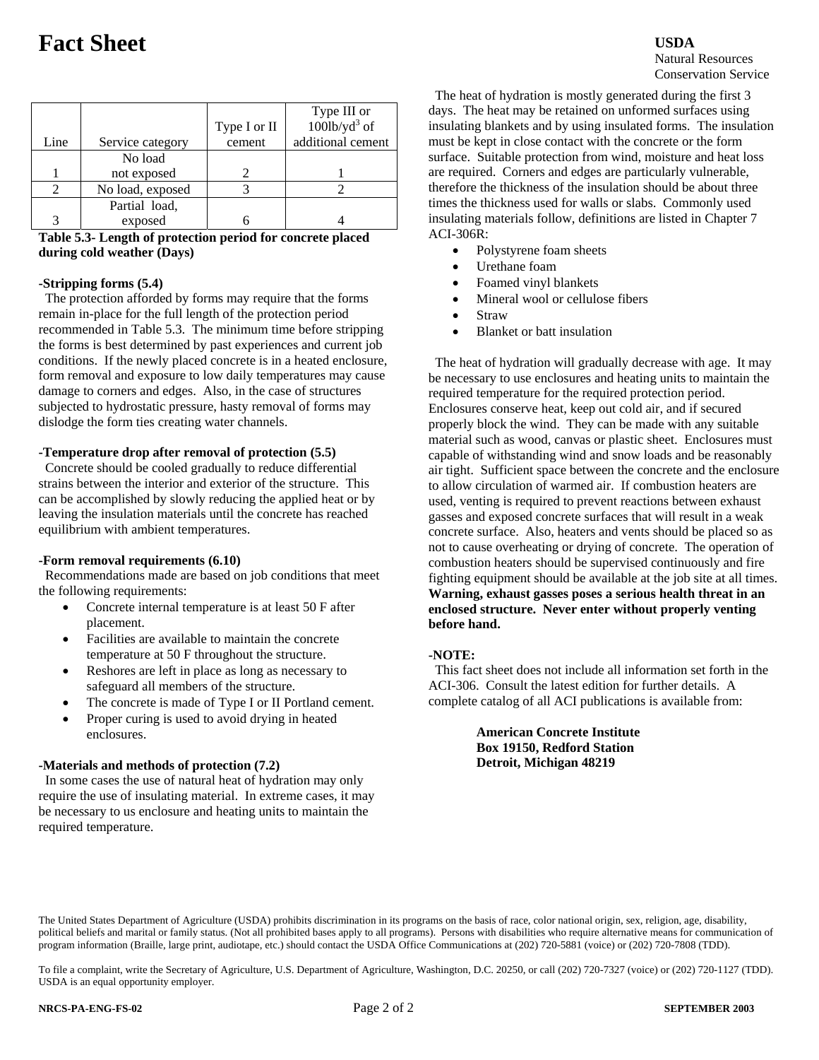# Fact Sheet

**USDA**
Natural Resources
Conservation Service

| Line | Service category | Type I or II cement | Type III or $100lb/yd^3$ of additional cement |
|---|---|---|---|
| 1 | No load not exposed | 2 | 1 |
| 2 | No load, exposed | 3 | 2 |
| 3 | Partial load, exposed | 6 | 4 |

**Table 5.3- Length of protection period for concrete placed during cold weather (Days)**

**-Stripping forms (5.4)**

The protection afforded by forms may require that the forms remain in-place for the full length of the protection period recommended in Table 5.3. The minimum time before stripping the forms is best determined by past experiences and current job conditions. If the newly placed concrete is in a heated enclosure, form removal and exposure to low daily temperatures may cause damage to corners and edges. Also, in the case of structures subjected to hydrostatic pressure, hasty removal of forms may dislodge the form ties creating water channels.

**-Temperature drop after removal of protection (5.5)**

Concrete should be cooled gradually to reduce differential strains between the interior and exterior of the structure. This can be accomplished by slowly reducing the applied heat or by leaving the insulation materials until the concrete has reached equilibrium with ambient temperatures.

**-Form removal requirements (6.10)**

Recommendations made are based on job conditions that meet the following requirements:

- Concrete internal temperature is at least 50 F after placement.
- Facilities are available to maintain the concrete temperature at 50 F throughout the structure.
- Reshores are left in place as long as necessary to safeguard all members of the structure.
- The concrete is made of Type I or II Portland cement.
- Proper curing is used to avoid drying in heated enclosures.

**-Materials and methods of protection (7.2)**

In some cases the use of natural heat of hydration may only require the use of insulating material. In extreme cases, it may be necessary to us enclosure and heating units to maintain the required temperature.

The heat of hydration is mostly generated during the first 3 days. The heat may be retained on unformed surfaces using insulating blankets and by using insulated forms. The insulation must be kept in close contact with the concrete or the form surface. Suitable protection from wind, moisture and heat loss are required. Corners and edges are particularly vulnerable, therefore the thickness of the insulation should be about three times the thickness used for walls or slabs. Commonly used insulating materials follow, definitions are listed in Chapter 7 ACI-306R:

- Polystyrene foam sheets
- Urethane foam
- Foamed vinyl blankets
- Mineral wool or cellulose fibers
- Straw
- Blanket or batt insulation

The heat of hydration will gradually decrease with age. It may be necessary to use enclosures and heating units to maintain the required temperature for the required protection period. Enclosures conserve heat, keep out cold air, and if secured properly block the wind. They can be made with any suitable material such as wood, canvas or plastic sheet. Enclosures must capable of withstanding wind and snow loads and be reasonably air tight. Sufficient space between the concrete and the enclosure to allow circulation of warmed air. If combustion heaters are used, venting is required to prevent reactions between exhaust gasses and exposed concrete surfaces that will result in a weak concrete surface. Also, heaters and vents should be placed so as not to cause overheating or drying of concrete. The operation of combustion heaters should be supervised continuously and fire fighting equipment should be available at the job site at all times. **Warning, exhaust gasses poses a serious health threat in an enclosed structure. Never enter without properly venting before hand.**

**-NOTE:**

This fact sheet does not include all information set forth in the ACI-306. Consult the latest edition for further details. A complete catalog of all ACI publications is available from:

**American Concrete Institute**
**Box 19150, Redford Station**
**Detroit, Michigan 48219**

The United States Department of Agriculture (USDA) prohibits discrimination in its programs on the basis of race, color national origin, sex, religion, age, disability, political beliefs and marital or family status. (Not all prohibited bases apply to all programs). Persons with disabilities who require alternative means for communication of program information (Braille, large print, audiotape, etc.) should contact the USDA Office Communications at (202) 720-5881 (voice) or (202) 720-7808 (TDD).

To file a complaint, write the Secretary of Agriculture, U.S. Department of Agriculture, Washington, D.C. 20250, or call (202) 720-7327 (voice) or (202) 720-1127 (TDD). USDA is an equal opportunity employer.

**NRCS-PA-ENG-FS-02** **SEPTEMBER 2003**